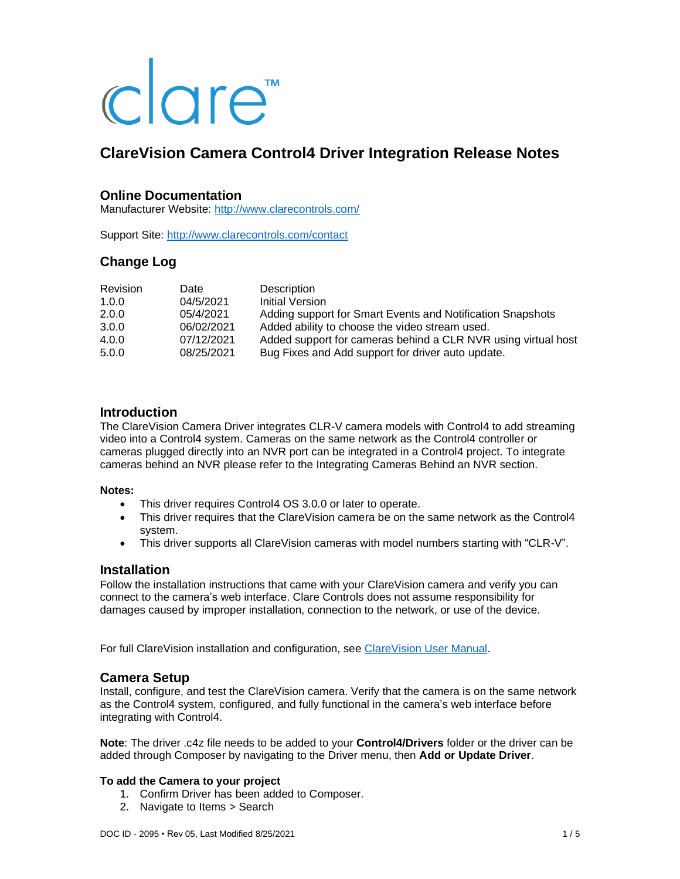clare™

# ClareVision Camera Control4 Driver Integration Release Notes

## Online Documentation

Manufacturer Website: [http://www.clarecontrols.com/](http://www.clarecontrols.com/)

Support Site: [http://www.clarecontrols.com/contact](http://www.clarecontrols.com/contact)

## Change Log

| Revision | Date | Description |
|---|---|---|
| 1.0.0 | 04/5/2021 | Initial Version |
| 2.0.0 | 05/4/2021 | Adding support for Smart Events and Notification Snapshots |
| 3.0.0 | 06/02/2021 | Added ability to choose the video stream used. |
| 4.0.0 | 07/12/2021 | Added support for cameras behind a CLR NVR using virtual host |
| 5.0.0 | 08/25/2021 | Bug Fixes and Add support for driver auto update. |

## Introduction

The ClareVision Camera Driver integrates CLR-V camera models with Control4 to add streaming video into a Control4 system. Cameras on the same network as the Control4 controller or cameras plugged directly into an NVR port can be integrated in a Control4 project. To integrate cameras behind an NVR please refer to the Integrating Cameras Behind an NVR section.

**Notes:**

- This driver requires Control4 OS 3.0.0 or later to operate.
- This driver requires that the ClareVision camera be on the same network as the Control4 system.
- This driver supports all ClareVision cameras with model numbers starting with "CLR-V".

## Installation

Follow the installation instructions that came with your ClareVision camera and verify you can connect to the camera's web interface. Clare Controls does not assume responsibility for damages caused by improper installation, connection to the network, or use of the device.

For full ClareVision installation and configuration, see ClareVision User Manual.

## Camera Setup

Install, configure, and test the ClareVision camera. Verify that the camera is on the same network as the Control4 system, configured, and fully functional in the camera's web interface before integrating with Control4.

**Note**: The driver .c4z file needs to be added to your **Control4/Drivers** folder or the driver can be added through Composer by navigating to the Driver menu, then **Add or Update Driver**.

**To add the Camera to your project**

1. Confirm Driver has been added to Composer.
2. Navigate to Items > Search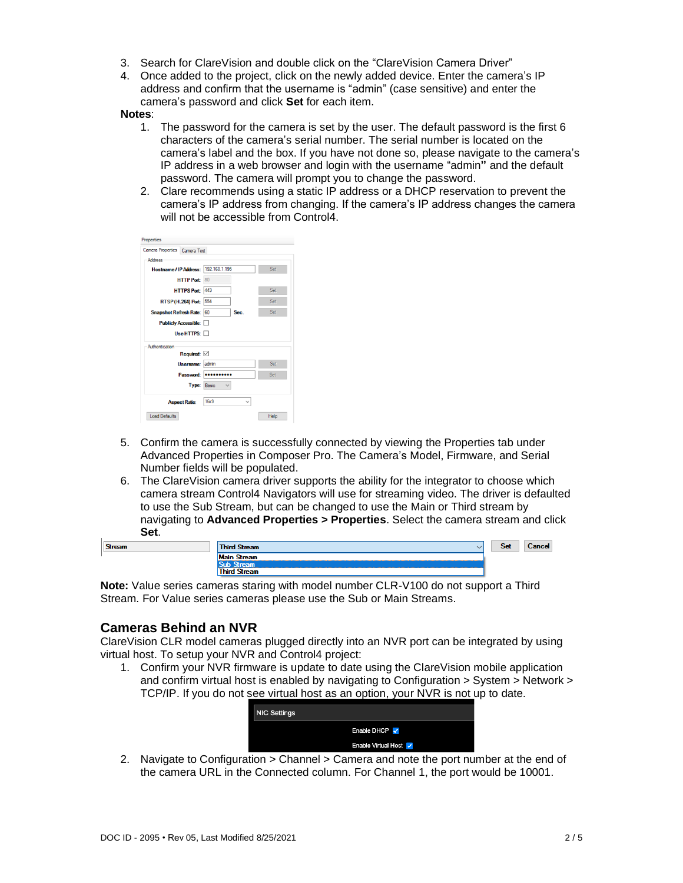3. Search for ClareVision and double click on the “ClareVision Camera Driver”
4. Once added to the project, click on the newly added device. Enter the camera’s IP address and confirm that the username is “admin” (case sensitive) and enter the camera’s password and click **Set** for each item.

**Notes**:

1. The password for the camera is set by the user. The default password is the first 6 characters of the camera’s serial number. The serial number is located on the camera’s label and the box. If you have not done so, please navigate to the camera’s IP address in a web browser and login with the username “admin” and the default password. The camera will prompt you to change the password.
2. Clare recommends using a static IP address or a DHCP reservation to prevent the camera’s IP address from changing. If the camera’s IP address changes the camera will not be accessible from Control4.

5. Confirm the camera is successfully connected by viewing the Properties tab under Advanced Properties in Composer Pro. The Camera’s Model, Firmware, and Serial Number fields will be populated.
6. The ClareVision camera driver supports the ability for the integrator to choose which camera stream Control4 Navigators will use for streaming video. The driver is defaulted to use the Sub Stream, but can be changed to use the Main or Third stream by navigating to **Advanced Properties > Properties**. Select the camera stream and click **Set**.

**Note:** Value series cameras staring with model number CLR-V100 do not support a Third Stream. For Value series cameras please use the Sub or Main Streams.

## Cameras Behind an NVR

ClareVision CLR model cameras plugged directly into an NVR port can be integrated by using virtual host. To setup your NVR and Control4 project:

1. Confirm your NVR firmware is update to date using the ClareVision mobile application and confirm virtual host is enabled by navigating to Configuration > System > Network > TCP/IP. If you do not see virtual host as an option, your NVR is not up to date.
2. Navigate to Configuration > Channel > Camera and note the port number at the end of the camera URL in the Connected column. For Channel 1, the port would be 10001.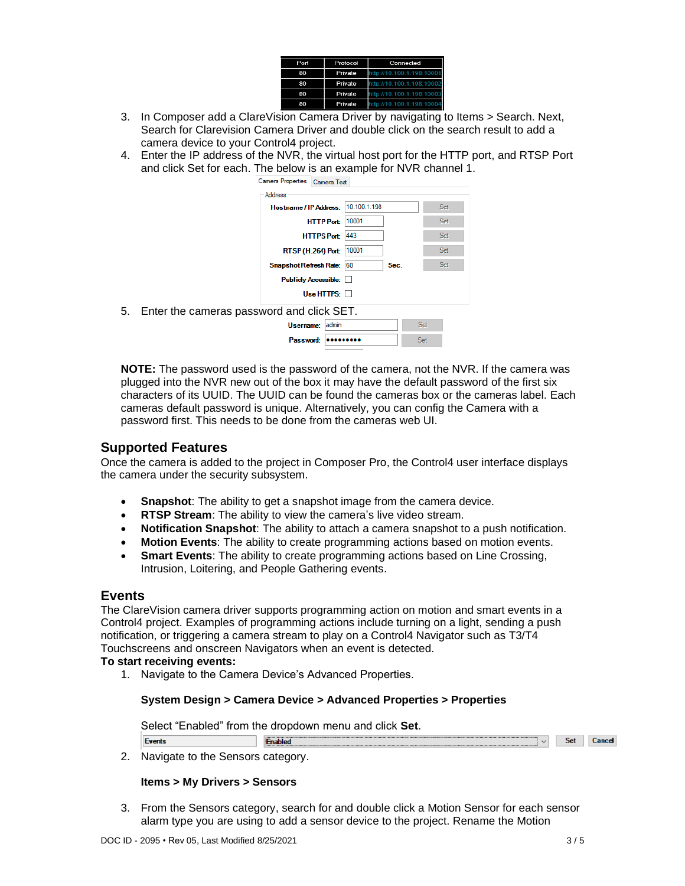| Port | Protocol | Connected |
| --- | --- | --- |
| 80 | Private | http://10.100.1.198:10001 |
| 80 | Private | http://10.100.1.198:10002 |
| 80 | Private | http://10.100.1.198:10003 |
| 80 | Private | http://10.100.1.198:10004 |

3. In Composer add a ClareVision Camera Driver by navigating to Items > Search. Next, Search for Clarevision Camera Driver and double click on the search result to add a camera device to your Control4 project.
4. Enter the IP address of the NVR, the virtual host port for the HTTP port, and RTSP Port and click Set for each. The below is an example for NVR channel 1.

| Address | | | |
| --- | --- | --- | --- |
| Hostname / IP Address: | 10.100.1.198 | | Set |
| HTTP Port: | 10001 | | Set |
| HTTPS Port: | 443 | | Set |
| RTSP (H.264) Port: | 10001 | | Set |
| Snapshot Refresh Rate: | 60 | Sec. | Set |
| Publicly Accessible: | ☐ | | |
| Use HTTPS: | ☐ | | |

5. Enter the cameras password and click SET.

| Username: | admin | Set |
| --- | --- | --- |
| Password: | ●●●●●●●●● | Set |

**NOTE:** The password used is the password of the camera, not the NVR. If the camera was plugged into the NVR new out of the box it may have the default password of the first six characters of its UUID. The UUID can be found the cameras box or the cameras label. Each cameras default password is unique. Alternatively, you can config the Camera with a password first. This needs to be done from the cameras web UI.

## Supported Features

Once the camera is added to the project in Composer Pro, the Control4 user interface displays the camera under the security subsystem.

- **Snapshot**: The ability to get a snapshot image from the camera device.
- **RTSP Stream**: The ability to view the camera's live video stream.
- **Notification Snapshot**: The ability to attach a camera snapshot to a push notification.
- **Motion Events**: The ability to create programming actions based on motion events.
- **Smart Events**: The ability to create programming actions based on Line Crossing, Intrusion, Loitering, and People Gathering events.

## Events

The ClareVision camera driver supports programming action on motion and smart events in a Control4 project. Examples of programming actions include turning on a light, sending a push notification, or triggering a camera stream to play on a Control4 Navigator such as T3/T4 Touchscreens and onscreen Navigators when an event is detected.

**To start receiving events:**

1. Navigate to the Camera Device's Advanced Properties.

   **System Design > Camera Device > Advanced Properties > Properties**

   Select "Enabled" from the dropdown menu and click **Set**.

   | Events | Enabled | Set | Cancel |
   | --- | --- | --- | --- |

2. Navigate to the Sensors category.

   **Items > My Drivers > Sensors**

3. From the Sensors category, search for and double click a Motion Sensor for each sensor alarm type you are using to add a sensor device to the project. Rename the Motion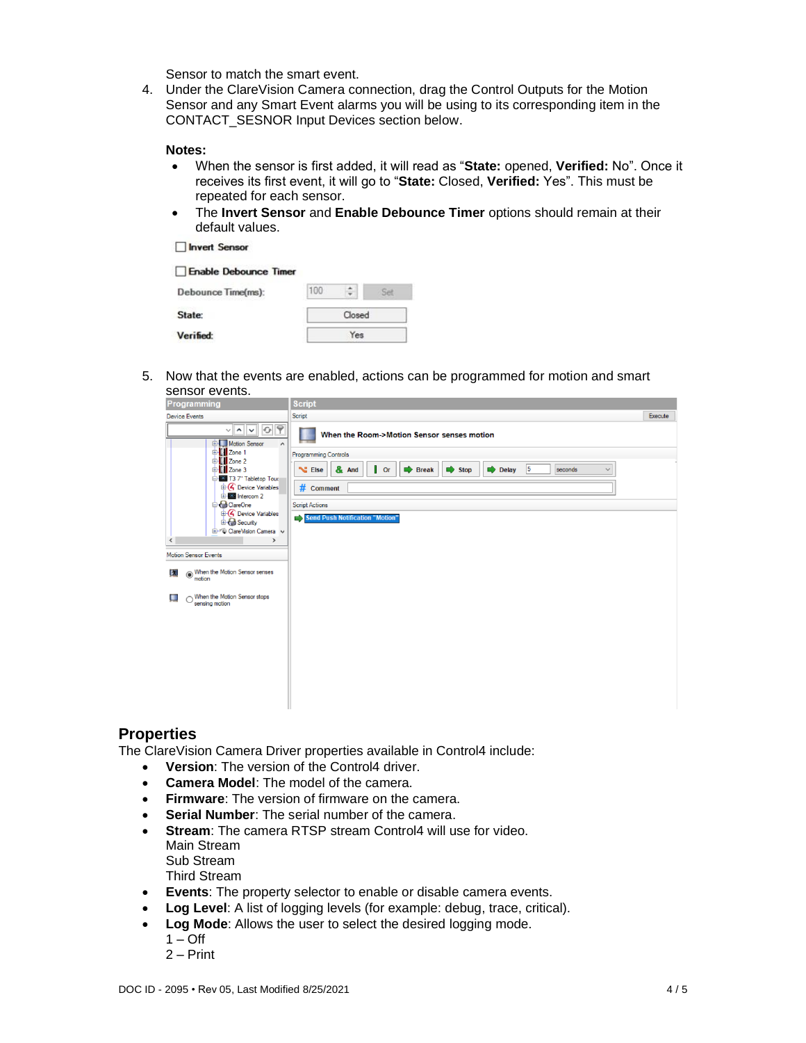Sensor to match the smart event.

4. Under the ClareVision Camera connection, drag the Control Outputs for the Motion Sensor and any Smart Event alarms you will be using to its corresponding item in the CONTACT_SESNOR Input Devices section below.

   **Notes:**
   - When the sensor is first added, it will read as "**State:** opened, **Verified:** No". Once it receives its first event, it will go to "**State:** Closed, **Verified:** Yes". This must be repeated for each sensor.
   - The **Invert Sensor** and **Enable Debounce Timer** options should remain at their default values.

5. Now that the events are enabled, actions can be programmed for motion and smart sensor events.

## Properties

The ClareVision Camera Driver properties available in Control4 include:

- **Version**: The version of the Control4 driver.
- **Camera Model**: The model of the camera.
- **Firmware**: The version of firmware on the camera.
- **Serial Number**: The serial number of the camera.
- **Stream**: The camera RTSP stream Control4 will use for video.
  Main Stream
  Sub Stream
  Third Stream
- **Events**: The property selector to enable or disable camera events.
- **Log Level**: A list of logging levels (for example: debug, trace, critical).
- **Log Mode**: Allows the user to select the desired logging mode.
  1 – Off
  2 – Print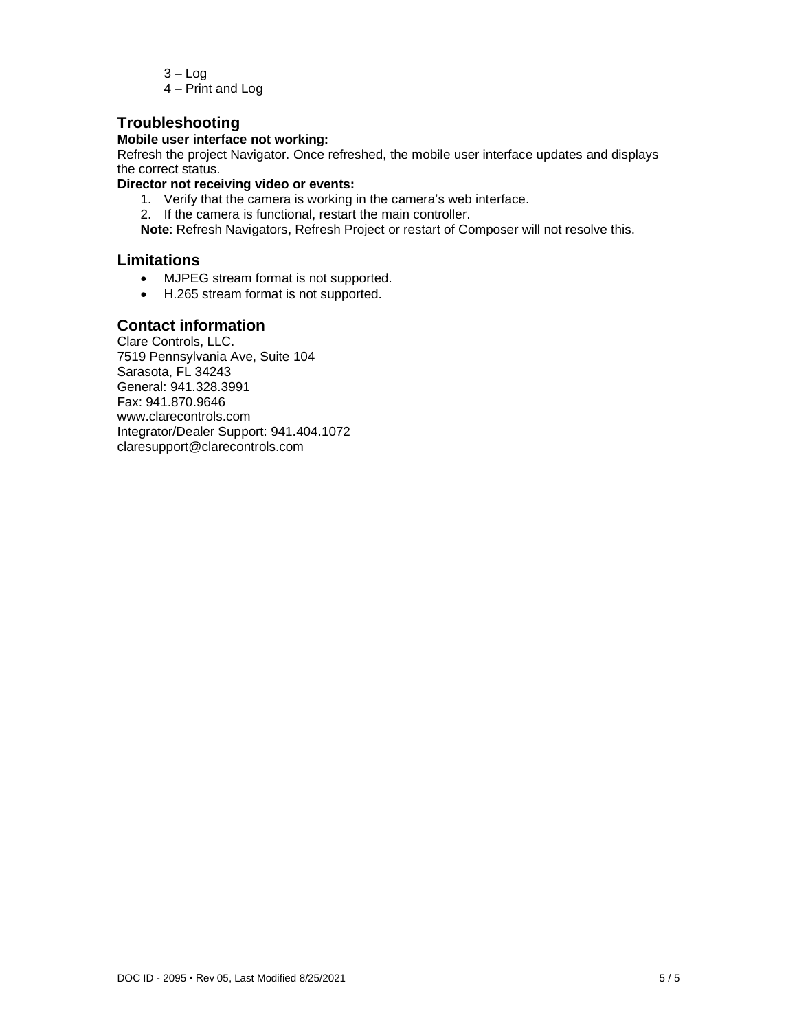3 – Log
4 – Print and Log

## Troubleshooting

**Mobile user interface not working:**
Refresh the project Navigator. Once refreshed, the mobile user interface updates and displays the correct status.

**Director not receiving video or events:**

1. Verify that the camera is working in the camera's web interface.
2. If the camera is functional, restart the main controller.

**Note**: Refresh Navigators, Refresh Project or restart of Composer will not resolve this.

## Limitations

- MJPEG stream format is not supported.
- H.265 stream format is not supported.

## Contact information

Clare Controls, LLC.
7519 Pennsylvania Ave, Suite 104
Sarasota, FL 34243
General: 941.328.3991
Fax: 941.870.9646
www.clarecontrols.com
Integrator/Dealer Support: 941.404.1072
claresupport@clarecontrols.com